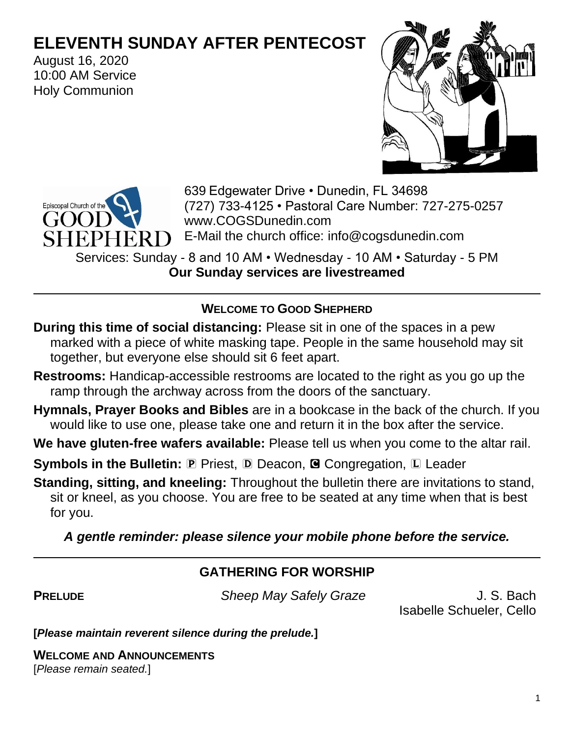# ELEVENTH SUNDAY AFTER PENTECOST

August 16, 2020
10:00 AM Service
Holy Communion

Episcopal Church of the GOOD SHEPHERD

639 Edgewater Drive • Dunedin, FL 34698
(727) 733-4125 • Pastoral Care Number: 727-275-0257
www.COGSDunedin.com
E-Mail the church office: info@cogsdunedin.com

Services: Sunday - 8 and 10 AM • Wednesday - 10 AM • Saturday - 5 PM
**Our Sunday services are livestreamed**

---

## WELCOME TO GOOD SHEPHERD

**During this time of social distancing:** Please sit in one of the spaces in a pew marked with a piece of white masking tape. People in the same household may sit together, but everyone else should sit 6 feet apart.

**Restrooms:** Handicap-accessible restrooms are located to the right as you go up the ramp through the archway across from the doors of the sanctuary.

**Hymnals, Prayer Books and Bibles** are in a bookcase in the back of the church. If you would like to use one, please take one and return it in the box after the service.

**We have gluten-free wafers available:** Please tell us when you come to the altar rail.

**Symbols in the Bulletin:** P Priest, D Deacon, C Congregation, L Leader

**Standing, sitting, and kneeling:** Throughout the bulletin there are invitations to stand, sit or kneel, as you choose. You are free to be seated at any time when that is best for you.

***A gentle reminder: please silence your mobile phone before the service.***

---

## GATHERING FOR WORSHIP

**PRELUDE** *Sheep May Safely Graze* J. S. Bach
Isabelle Schueler, Cello

**[*Please maintain reverent silence during the prelude.*]**

**WELCOME AND ANNOUNCEMENTS**
[*Please remain seated.*]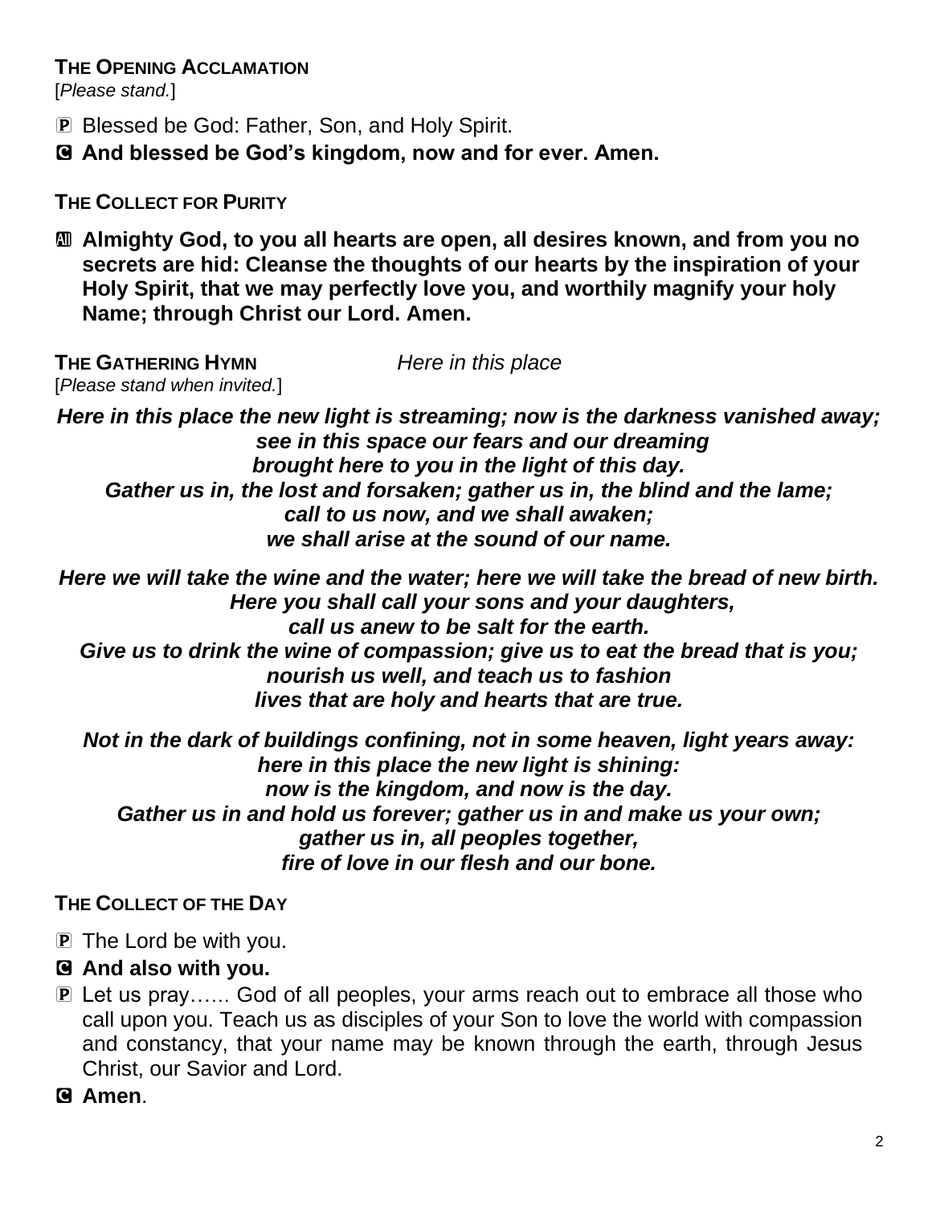**THE OPENING ACCLAMATION**
[*Please stand.*]

P Blessed be God: Father, Son, and Holy Spirit.

C **And blessed be God's kingdom, now and for ever. Amen.**

**THE COLLECT FOR PURITY**

All **Almighty God, to you all hearts are open, all desires known, and from you no secrets are hid: Cleanse the thoughts of our hearts by the inspiration of your Holy Spirit, that we may perfectly love you, and worthily magnify your holy Name; through Christ our Lord. Amen.**

**THE GATHERING HYMN** *Here in this place*
[*Please stand when invited.*]

***Here in this place the new light is streaming; now is the darkness vanished away;***
***see in this space our fears and our dreaming***
***brought here to you in the light of this day.***
***Gather us in, the lost and forsaken; gather us in, the blind and the lame;***
***call to us now, and we shall awaken;***
***we shall arise at the sound of our name.***

***Here we will take the wine and the water; here we will take the bread of new birth.***
***Here you shall call your sons and your daughters,***
***call us anew to be salt for the earth.***
***Give us to drink the wine of compassion; give us to eat the bread that is you;***
***nourish us well, and teach us to fashion***
***lives that are holy and hearts that are true.***

***Not in the dark of buildings confining, not in some heaven, light years away:***
***here in this place the new light is shining:***
***now is the kingdom, and now is the day.***
***Gather us in and hold us forever; gather us in and make us your own;***
***gather us in, all peoples together,***
***fire of love in our flesh and our bone.***

**THE COLLECT OF THE DAY**

P The Lord be with you.

C **And also with you.**

P Let us pray…... God of all peoples, your arms reach out to embrace all those who call upon you. Teach us as disciples of your Son to love the world with compassion and constancy, that your name may be known through the earth, through Jesus Christ, our Savior and Lord.

C **Amen**.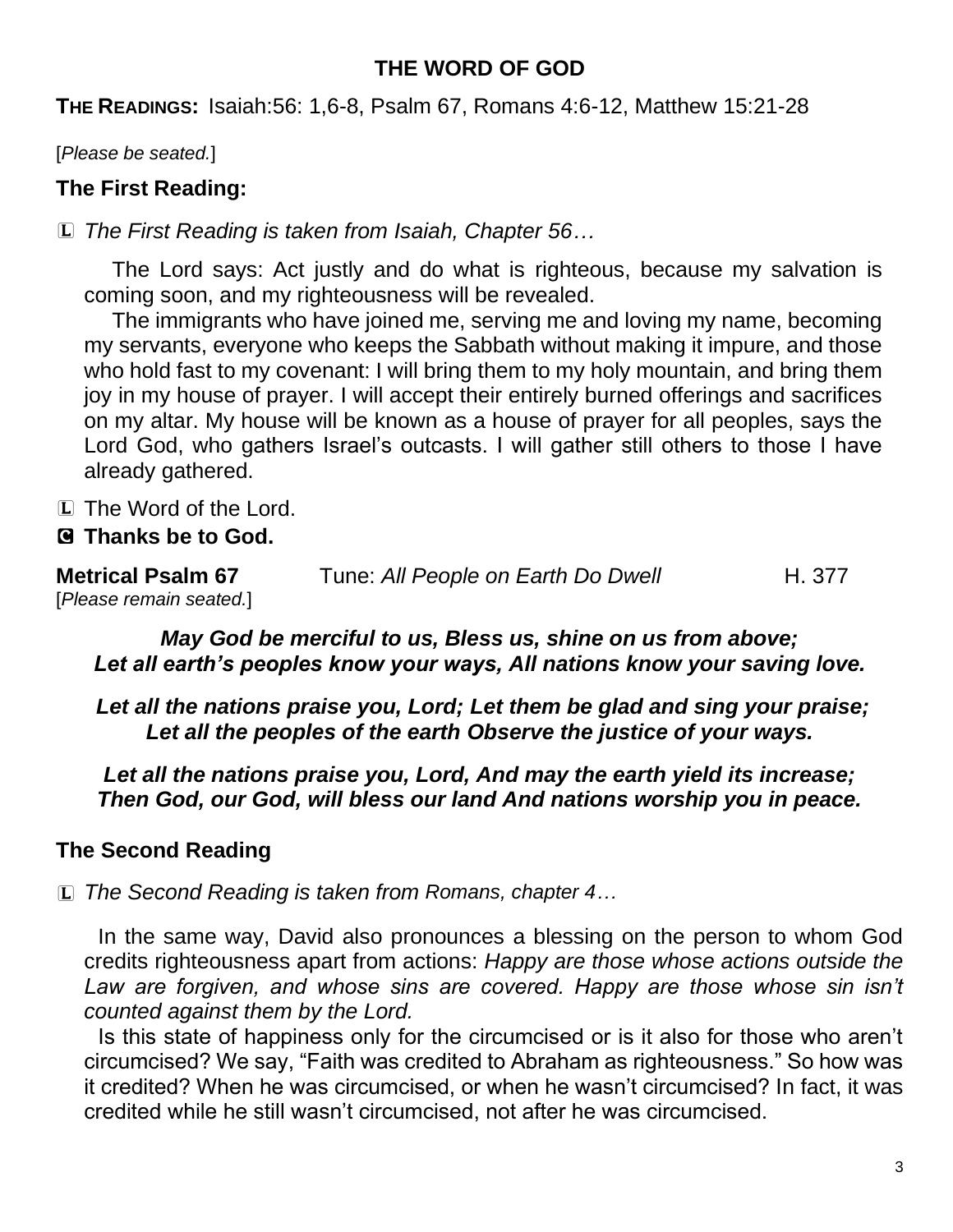## THE WORD OF GOD

**THE READINGS:** Isaiah:56: 1,6-8, Psalm 67, Romans 4:6-12, Matthew 15:21-28

[*Please be seated.*]

### The First Reading:

Ⓛ *The First Reading is taken from Isaiah, Chapter 56…*

The Lord says: Act justly and do what is righteous, because my salvation is coming soon, and my righteousness will be revealed.

The immigrants who have joined me, serving me and loving my name, becoming my servants, everyone who keeps the Sabbath without making it impure, and those who hold fast to my covenant: I will bring them to my holy mountain, and bring them joy in my house of prayer. I will accept their entirely burned offerings and sacrifices on my altar. My house will be known as a house of prayer for all peoples, says the Lord God, who gathers Israel's outcasts. I will gather still others to those I have already gathered.

Ⓛ The Word of the Lord.

Ⓒ **Thanks be to God.**

**Metrical Psalm 67** Tune: *All People on Earth Do Dwell* H. 377
[*Please remain seated.*]

***May God be merciful to us, Bless us, shine on us from above;***
***Let all earth's peoples know your ways, All nations know your saving love.***

***Let all the nations praise you, Lord; Let them be glad and sing your praise;***
***Let all the peoples of the earth Observe the justice of your ways.***

***Let all the nations praise you, Lord, And may the earth yield its increase;***
***Then God, our God, will bless our land And nations worship you in peace.***

### The Second Reading

Ⓛ *The Second Reading is taken from Romans, chapter 4…*

In the same way, David also pronounces a blessing on the person to whom God credits righteousness apart from actions: *Happy are those whose actions outside the Law are forgiven, and whose sins are covered. Happy are those whose sin isn't counted against them by the Lord.*

Is this state of happiness only for the circumcised or is it also for those who aren't circumcised? We say, "Faith was credited to Abraham as righteousness." So how was it credited? When he was circumcised, or when he wasn't circumcised? In fact, it was credited while he still wasn't circumcised, not after he was circumcised.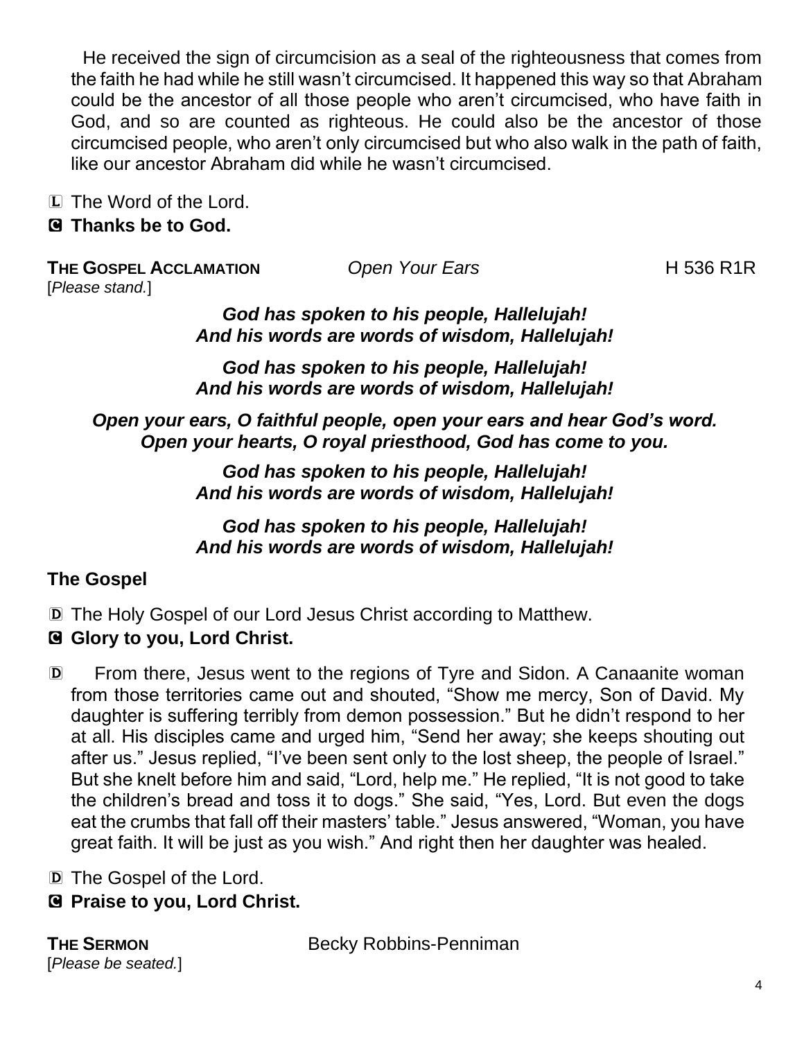He received the sign of circumcision as a seal of the righteousness that comes from the faith he had while he still wasn't circumcised. It happened this way so that Abraham could be the ancestor of all those people who aren't circumcised, who have faith in God, and so are counted as righteous. He could also be the ancestor of those circumcised people, who aren't only circumcised but who also walk in the path of faith, like our ancestor Abraham did while he wasn't circumcised.

L The Word of the Lord.

**C Thanks be to God.**

**THE GOSPEL ACCLAMATION** *Open Your Ears* H 536 R1R

[*Please stand.*]

***God has spoken to his people, Hallelujah!***
***And his words are words of wisdom, Hallelujah!***

***God has spoken to his people, Hallelujah!***
***And his words are words of wisdom, Hallelujah!***

***Open your ears, O faithful people, open your ears and hear God's word.***
***Open your hearts, O royal priesthood, God has come to you.***

***God has spoken to his people, Hallelujah!***
***And his words are words of wisdom, Hallelujah!***

***God has spoken to his people, Hallelujah!***
***And his words are words of wisdom, Hallelujah!***

**The Gospel**

D The Holy Gospel of our Lord Jesus Christ according to Matthew.

**C Glory to you, Lord Christ.**

D From there, Jesus went to the regions of Tyre and Sidon. A Canaanite woman from those territories came out and shouted, "Show me mercy, Son of David. My daughter is suffering terribly from demon possession." But he didn't respond to her at all. His disciples came and urged him, "Send her away; she keeps shouting out after us." Jesus replied, "I've been sent only to the lost sheep, the people of Israel." But she knelt before him and said, "Lord, help me." He replied, "It is not good to take the children's bread and toss it to dogs." She said, "Yes, Lord. But even the dogs eat the crumbs that fall off their masters' table." Jesus answered, "Woman, you have great faith. It will be just as you wish." And right then her daughter was healed.

D The Gospel of the Lord.

**C Praise to you, Lord Christ.**

**THE SERMON** Becky Robbins-Penniman

[*Please be seated.*]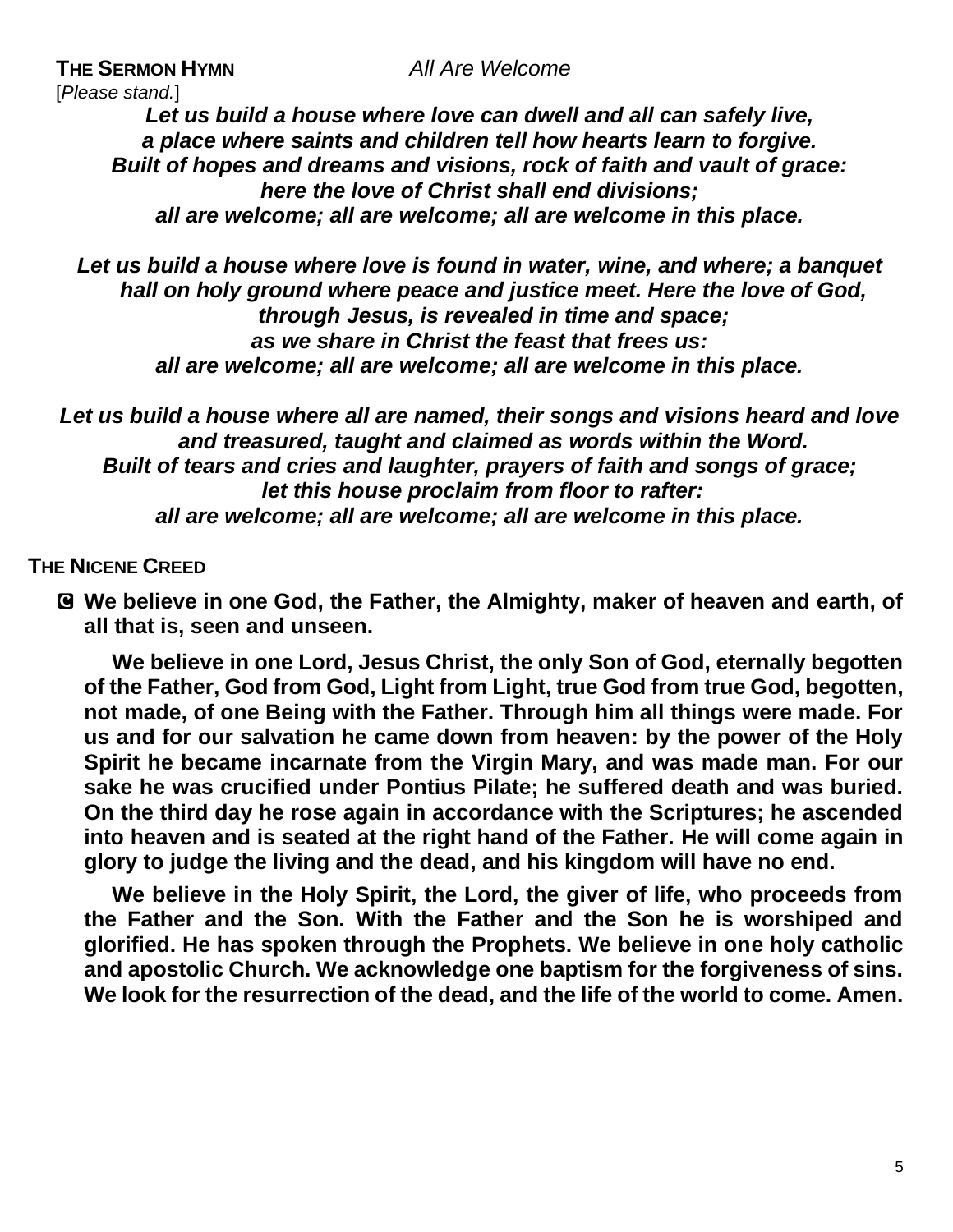**THE SERMON HYMN** *All Are Welcome*

[*Please stand.*]

***Let us build a house where love can dwell and all can safely live,***
***a place where saints and children tell how hearts learn to forgive.***
***Built of hopes and dreams and visions, rock of faith and vault of grace:***
***here the love of Christ shall end divisions;***
***all are welcome; all are welcome; all are welcome in this place.***

***Let us build a house where love is found in water, wine, and where; a banquet hall on holy ground where peace and justice meet. Here the love of God, through Jesus, is revealed in time and space;***
***as we share in Christ the feast that frees us:***
***all are welcome; all are welcome; all are welcome in this place.***

***Let us build a house where all are named, their songs and visions heard and love and treasured, taught and claimed as words within the Word.***
***Built of tears and cries and laughter, prayers of faith and songs of grace;***
***let this house proclaim from floor to rafter:***
***all are welcome; all are welcome; all are welcome in this place.***

**THE NICENE CREED**

**C We believe in one God, the Father, the Almighty, maker of heaven and earth, of all that is, seen and unseen.**

**We believe in one Lord, Jesus Christ, the only Son of God, eternally begotten of the Father, God from God, Light from Light, true God from true God, begotten, not made, of one Being with the Father. Through him all things were made. For us and for our salvation he came down from heaven: by the power of the Holy Spirit he became incarnate from the Virgin Mary, and was made man. For our sake he was crucified under Pontius Pilate; he suffered death and was buried. On the third day he rose again in accordance with the Scriptures; he ascended into heaven and is seated at the right hand of the Father. He will come again in glory to judge the living and the dead, and his kingdom will have no end.**

**We believe in the Holy Spirit, the Lord, the giver of life, who proceeds from the Father and the Son. With the Father and the Son he is worshiped and glorified. He has spoken through the Prophets. We believe in one holy catholic and apostolic Church. We acknowledge one baptism for the forgiveness of sins. We look for the resurrection of the dead, and the life of the world to come. Amen.**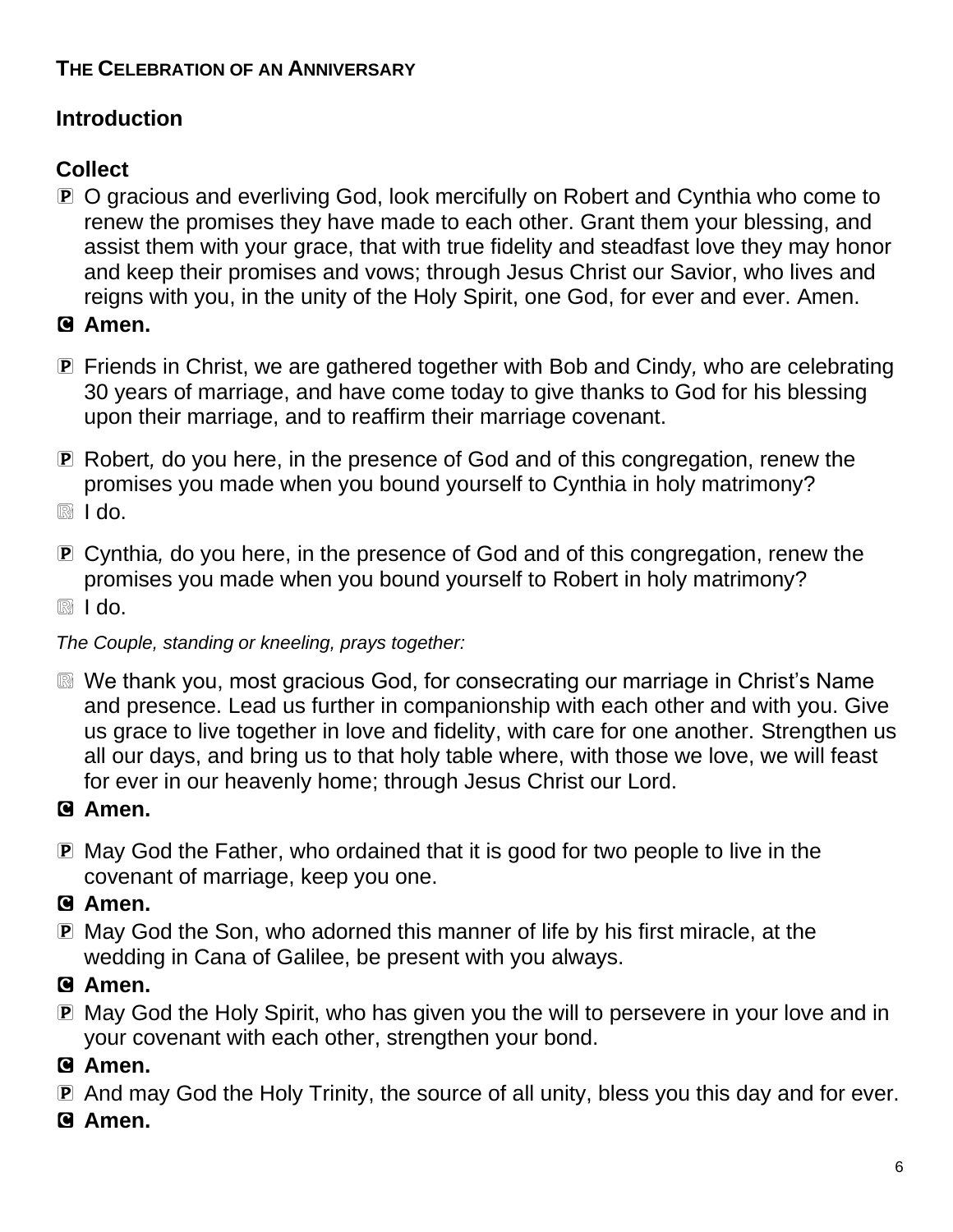**THE CELEBRATION OF AN ANNIVERSARY**

## Introduction

## Collect

🅿 O gracious and everliving God, look mercifully on Robert and Cynthia who come to renew the promises they have made to each other. Grant them your blessing, and assist them with your grace, that with true fidelity and steadfast love they may honor and keep their promises and vows; through Jesus Christ our Savior, who lives and reigns with you, in the unity of the Holy Spirit, one God, for ever and ever. Amen.

🅲 **Amen.**

🅿 Friends in Christ, we are gathered together with Bob and Cindy*,* who are celebrating 30 years of marriage, and have come today to give thanks to God for his blessing upon their marriage, and to reaffirm their marriage covenant.

🅿 Robert*,* do you here, in the presence of God and of this congregation, renew the promises you made when you bound yourself to Cynthia in holy matrimony?

℟ I do.

🅿 Cynthia*,* do you here, in the presence of God and of this congregation, renew the promises you made when you bound yourself to Robert in holy matrimony?

℟ I do.

*The Couple, standing or kneeling, prays together:*

℟ We thank you, most gracious God, for consecrating our marriage in Christ's Name and presence. Lead us further in companionship with each other and with you. Give us grace to live together in love and fidelity, with care for one another. Strengthen us all our days, and bring us to that holy table where, with those we love, we will feast for ever in our heavenly home; through Jesus Christ our Lord.

🅲 **Amen.**

🅿 May God the Father, who ordained that it is good for two people to live in the covenant of marriage, keep you one.

🅲 **Amen.**

🅿 May God the Son, who adorned this manner of life by his first miracle, at the wedding in Cana of Galilee, be present with you always.

🅲 **Amen.**

🅿 May God the Holy Spirit, who has given you the will to persevere in your love and in your covenant with each other, strengthen your bond.

🅲 **Amen.**

🅿 And may God the Holy Trinity, the source of all unity, bless you this day and for ever.

🅲 **Amen.**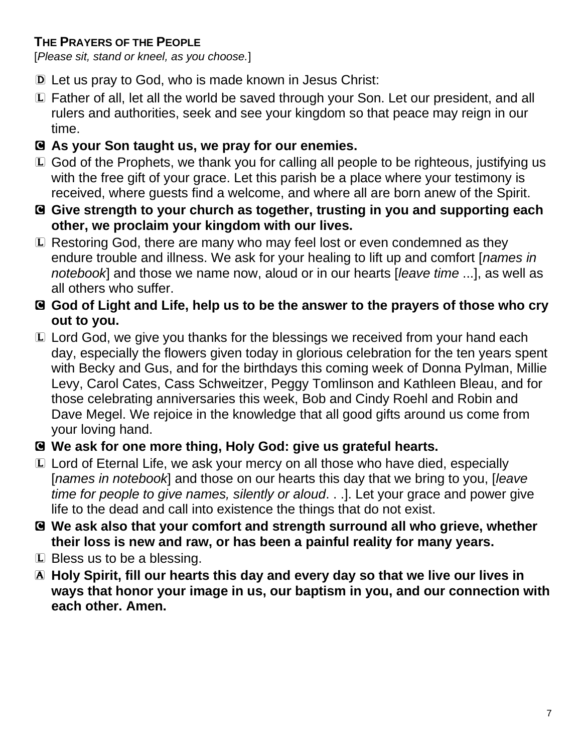### THE PRAYERS OF THE PEOPLE

[*Please sit, stand or kneel, as you choose.*]

D Let us pray to God, who is made known in Jesus Christ:

L Father of all, let all the world be saved through your Son. Let our president, and all rulers and authorities, seek and see your kingdom so that peace may reign in our time.

**C As your Son taught us, we pray for our enemies.**

L God of the Prophets, we thank you for calling all people to be righteous, justifying us with the free gift of your grace. Let this parish be a place where your testimony is received, where guests find a welcome, and where all are born anew of the Spirit.

**C Give strength to your church as together, trusting in you and supporting each other, we proclaim your kingdom with our lives.**

L Restoring God, there are many who may feel lost or even condemned as they endure trouble and illness. We ask for your healing to lift up and comfort [*names in notebook*] and those we name now, aloud or in our hearts [*leave time* ...], as well as all others who suffer.

**C God of Light and Life, help us to be the answer to the prayers of those who cry out to you.**

L Lord God, we give you thanks for the blessings we received from your hand each day, especially the flowers given today in glorious celebration for the ten years spent with Becky and Gus, and for the birthdays this coming week of Donna Pylman, Millie Levy, Carol Cates, Cass Schweitzer, Peggy Tomlinson and Kathleen Bleau, and for those celebrating anniversaries this week, Bob and Cindy Roehl and Robin and Dave Megel. We rejoice in the knowledge that all good gifts around us come from your loving hand.

**C We ask for one more thing, Holy God: give us grateful hearts.**

L Lord of Eternal Life, we ask your mercy on all those who have died, especially [*names in notebook*] and those on our hearts this day that we bring to you, [*leave time for people to give names, silently or aloud*. . .]. Let your grace and power give life to the dead and call into existence the things that do not exist.

**C We ask also that your comfort and strength surround all who grieve, whether their loss is new and raw, or has been a painful reality for many years.**

L Bless us to be a blessing.

**A Holy Spirit, fill our hearts this day and every day so that we live our lives in ways that honor your image in us, our baptism in you, and our connection with each other. Amen.**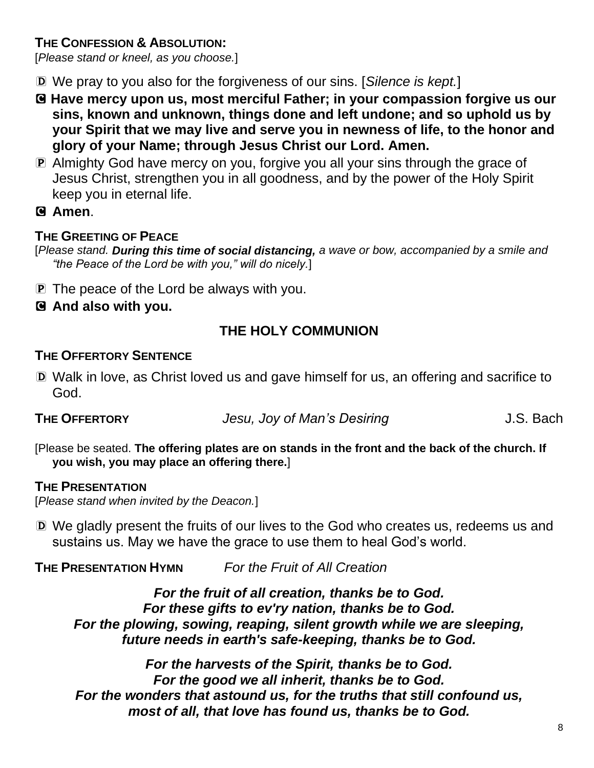**THE CONFESSION & ABSOLUTION:**

[*Please stand or kneel, as you choose.*]

D We pray to you also for the forgiveness of our sins. [*Silence is kept.*]

C **Have mercy upon us, most merciful Father; in your compassion forgive us our sins, known and unknown, things done and left undone; and so uphold us by your Spirit that we may live and serve you in newness of life, to the honor and glory of your Name; through Jesus Christ our Lord. Amen.**

P Almighty God have mercy on you, forgive you all your sins through the grace of Jesus Christ, strengthen you in all goodness, and by the power of the Holy Spirit keep you in eternal life.

C **Amen**.

**THE GREETING OF PEACE**

[*Please stand.* ***During this time of social distancing,*** *a wave or bow, accompanied by a smile and "the Peace of the Lord be with you," will do nicely.*]

P The peace of the Lord be always with you.

C **And also with you.**

## THE HOLY COMMUNION

**THE OFFERTORY SENTENCE**

D Walk in love, as Christ loved us and gave himself for us, an offering and sacrifice to God.

**THE OFFERTORY** *Jesu, Joy of Man's Desiring* J.S. Bach

[Please be seated. **The offering plates are on stands in the front and the back of the church. If you wish, you may place an offering there.**]

**THE PRESENTATION**

[*Please stand when invited by the Deacon.*]

D We gladly present the fruits of our lives to the God who creates us, redeems us and sustains us. May we have the grace to use them to heal God's world.

**THE PRESENTATION HYMN** *For the Fruit of All Creation*

***For the fruit of all creation, thanks be to God.***
***For these gifts to ev'ry nation, thanks be to God.***
***For the plowing, sowing, reaping, silent growth while we are sleeping,***
***future needs in earth's safe-keeping, thanks be to God.***

***For the harvests of the Spirit, thanks be to God.***
***For the good we all inherit, thanks be to God.***
***For the wonders that astound us, for the truths that still confound us,***
***most of all, that love has found us, thanks be to God.***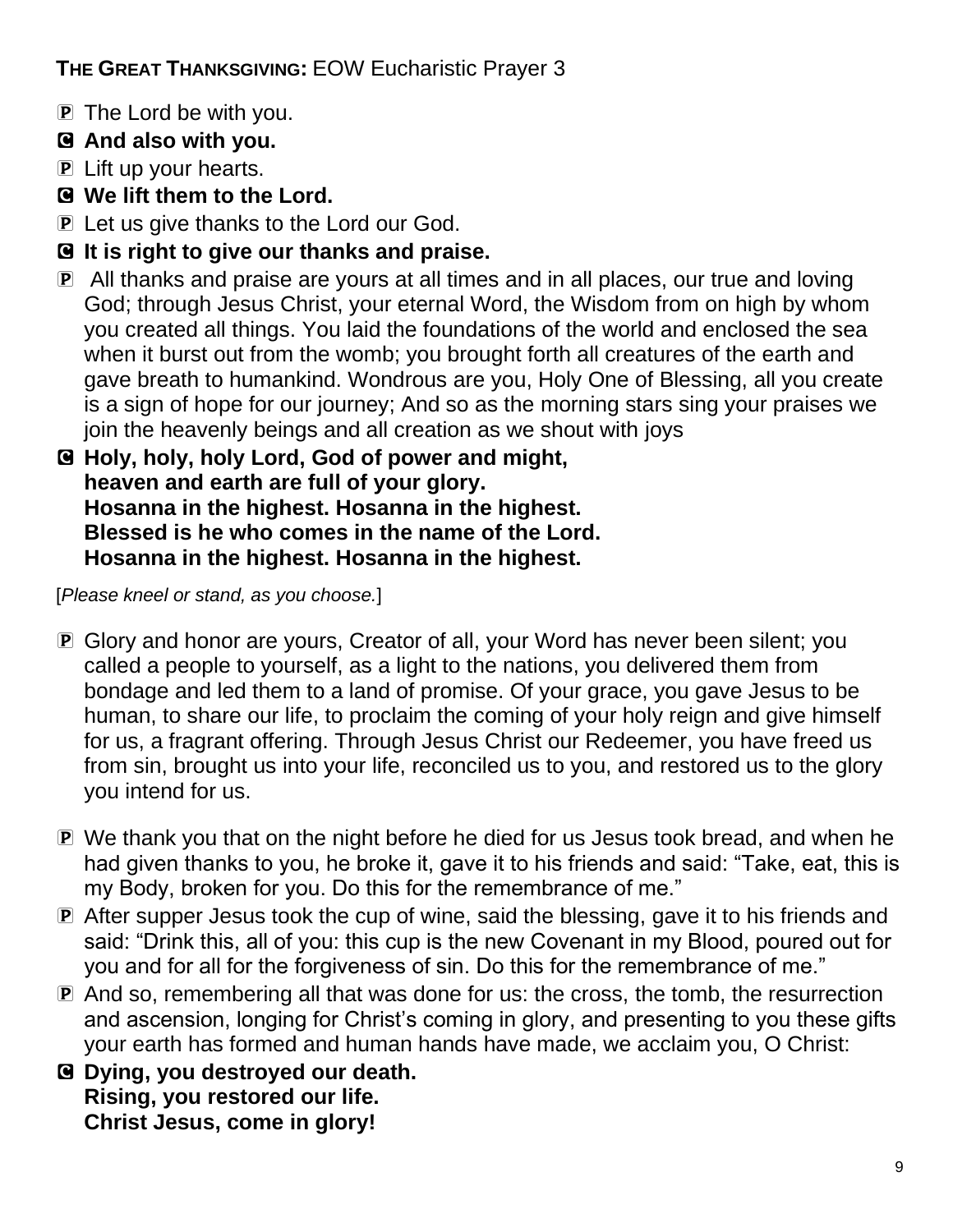**THE GREAT THANKSGIVING:** EOW Eucharistic Prayer 3

P The Lord be with you.

**C And also with you.**

P Lift up your hearts.

**C We lift them to the Lord.**

P Let us give thanks to the Lord our God.

**C It is right to give our thanks and praise.**

P All thanks and praise are yours at all times and in all places, our true and loving God; through Jesus Christ, your eternal Word, the Wisdom from on high by whom you created all things. You laid the foundations of the world and enclosed the sea when it burst out from the womb; you brought forth all creatures of the earth and gave breath to humankind. Wondrous are you, Holy One of Blessing, all you create is a sign of hope for our journey; And so as the morning stars sing your praises we join the heavenly beings and all creation as we shout with joys

**C Holy, holy, holy Lord, God of power and might,**
**heaven and earth are full of your glory.**
**Hosanna in the highest. Hosanna in the highest.**
**Blessed is he who comes in the name of the Lord.**
**Hosanna in the highest. Hosanna in the highest.**

[*Please kneel or stand, as you choose.*]

P Glory and honor are yours, Creator of all, your Word has never been silent; you called a people to yourself, as a light to the nations, you delivered them from bondage and led them to a land of promise. Of your grace, you gave Jesus to be human, to share our life, to proclaim the coming of your holy reign and give himself for us, a fragrant offering. Through Jesus Christ our Redeemer, you have freed us from sin, brought us into your life, reconciled us to you, and restored us to the glory you intend for us.

P We thank you that on the night before he died for us Jesus took bread, and when he had given thanks to you, he broke it, gave it to his friends and said: "Take, eat, this is my Body, broken for you. Do this for the remembrance of me."

P After supper Jesus took the cup of wine, said the blessing, gave it to his friends and said: "Drink this, all of you: this cup is the new Covenant in my Blood, poured out for you and for all for the forgiveness of sin. Do this for the remembrance of me."

P And so, remembering all that was done for us: the cross, the tomb, the resurrection and ascension, longing for Christ's coming in glory, and presenting to you these gifts your earth has formed and human hands have made, we acclaim you, O Christ:

**C Dying, you destroyed our death.**
**Rising, you restored our life.**
**Christ Jesus, come in glory!**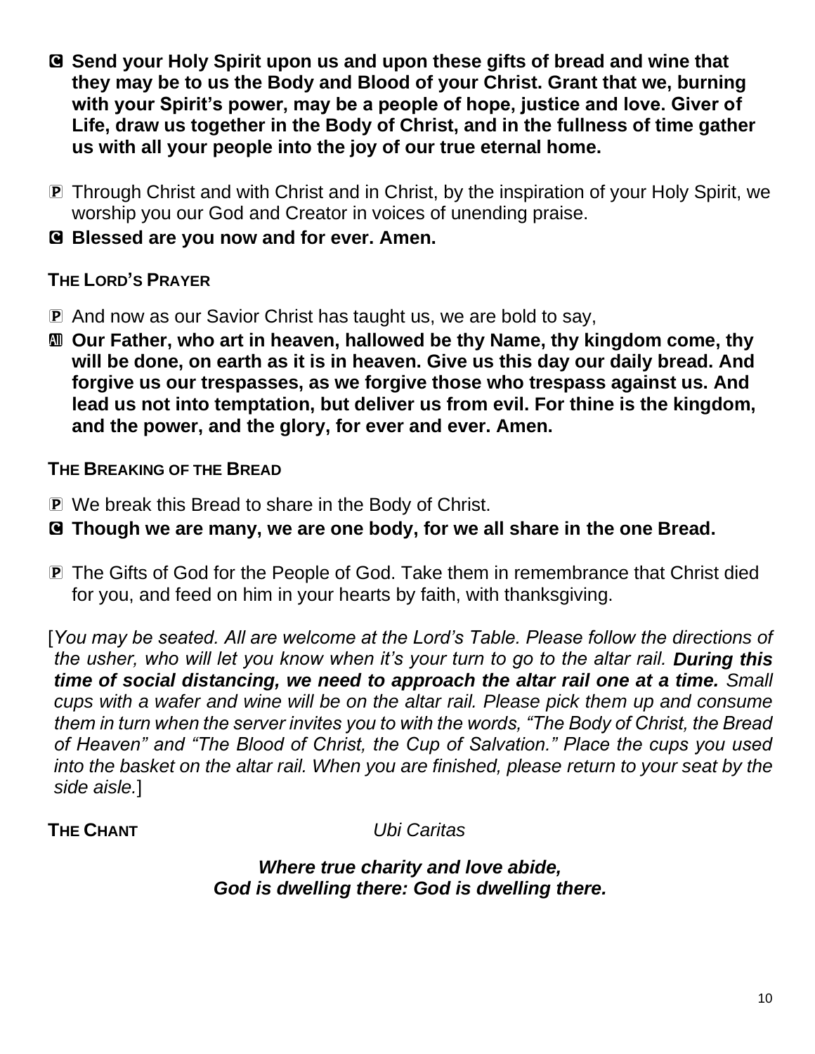Ⓒ **Send your Holy Spirit upon us and upon these gifts of bread and wine that they may be to us the Body and Blood of your Christ. Grant that we, burning with your Spirit's power, may be a people of hope, justice and love. Giver of Life, draw us together in the Body of Christ, and in the fullness of time gather us with all your people into the joy of our true eternal home.**

Ⓟ Through Christ and with Christ and in Christ, by the inspiration of your Holy Spirit, we worship you our God and Creator in voices of unending praise.

Ⓒ **Blessed are you now and for ever. Amen.**

**THE LORD'S PRAYER**

Ⓟ And now as our Savior Christ has taught us, we are bold to say,

Ⓐ **Our Father, who art in heaven, hallowed be thy Name, thy kingdom come, thy will be done, on earth as it is in heaven. Give us this day our daily bread. And forgive us our trespasses, as we forgive those who trespass against us. And lead us not into temptation, but deliver us from evil. For thine is the kingdom, and the power, and the glory, for ever and ever. Amen.**

**THE BREAKING OF THE BREAD**

Ⓟ We break this Bread to share in the Body of Christ.

Ⓒ **Though we are many, we are one body, for we all share in the one Bread.**

Ⓟ The Gifts of God for the People of God. Take them in remembrance that Christ died for you, and feed on him in your hearts by faith, with thanksgiving.

[*You may be seated. All are welcome at the Lord's Table. Please follow the directions of the usher, who will let you know when it's your turn to go to the altar rail.* ***During this time of social distancing, we need to approach the altar rail one at a time.*** *Small cups with a wafer and wine will be on the altar rail. Please pick them up and consume them in turn when the server invites you to with the words, "The Body of Christ, the Bread of Heaven" and "The Blood of Christ, the Cup of Salvation." Place the cups you used into the basket on the altar rail. When you are finished, please return to your seat by the side aisle.*]

**THE CHANT** *Ubi Caritas*

***Where true charity and love abide,***
***God is dwelling there: God is dwelling there.***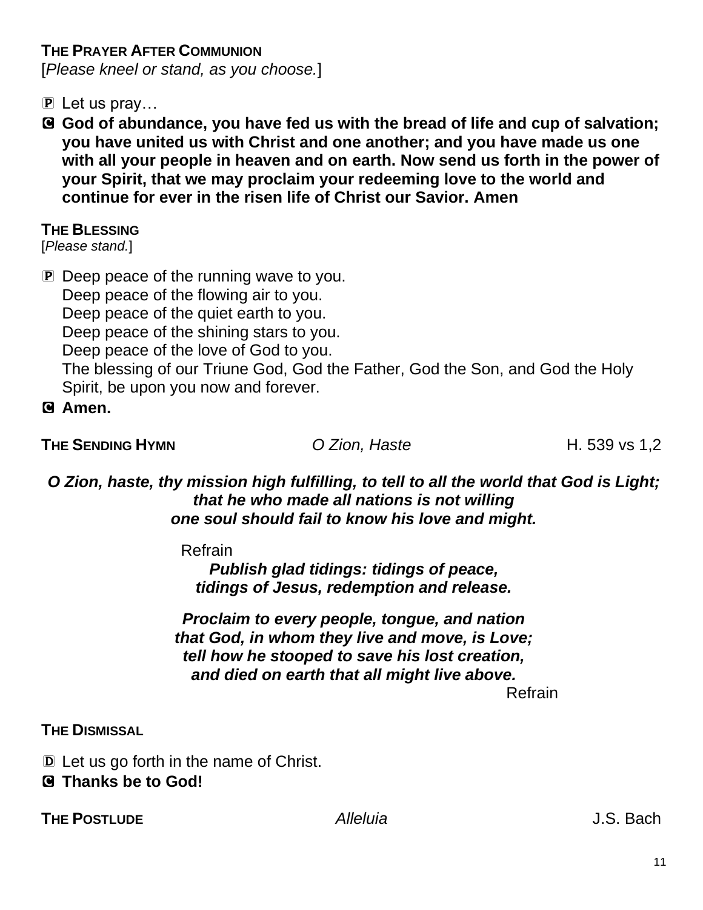**THE PRAYER AFTER COMMUNION**
[*Please kneel or stand, as you choose.*]

P Let us pray…

**C God of abundance, you have fed us with the bread of life and cup of salvation; you have united us with Christ and one another; and you have made us one with all your people in heaven and on earth. Now send us forth in the power of your Spirit, that we may proclaim your redeeming love to the world and continue for ever in the risen life of Christ our Savior. Amen**

**THE BLESSING**
[*Please stand.*]

P Deep peace of the running wave to you.
Deep peace of the flowing air to you.
Deep peace of the quiet earth to you.
Deep peace of the shining stars to you.
Deep peace of the love of God to you.
The blessing of our Triune God, God the Father, God the Son, and God the Holy Spirit, be upon you now and forever.

**C Amen.**

**THE SENDING HYMN** *O Zion, Haste* H. 539 vs 1,2

***O Zion, haste, thy mission high fulfilling, to tell to all the world that God is Light;***
***that he who made all nations is not willing***
***one soul should fail to know his love and might.***

Refrain
***Publish glad tidings: tidings of peace,***
***tidings of Jesus, redemption and release.***

***Proclaim to every people, tongue, and nation***
***that God, in whom they live and move, is Love;***
***tell how he stooped to save his lost creation,***
***and died on earth that all might live above.***
Refrain

**THE DISMISSAL**

D Let us go forth in the name of Christ.

**C Thanks be to God!**

**THE POSTLUDE** *Alleluia* J.S. Bach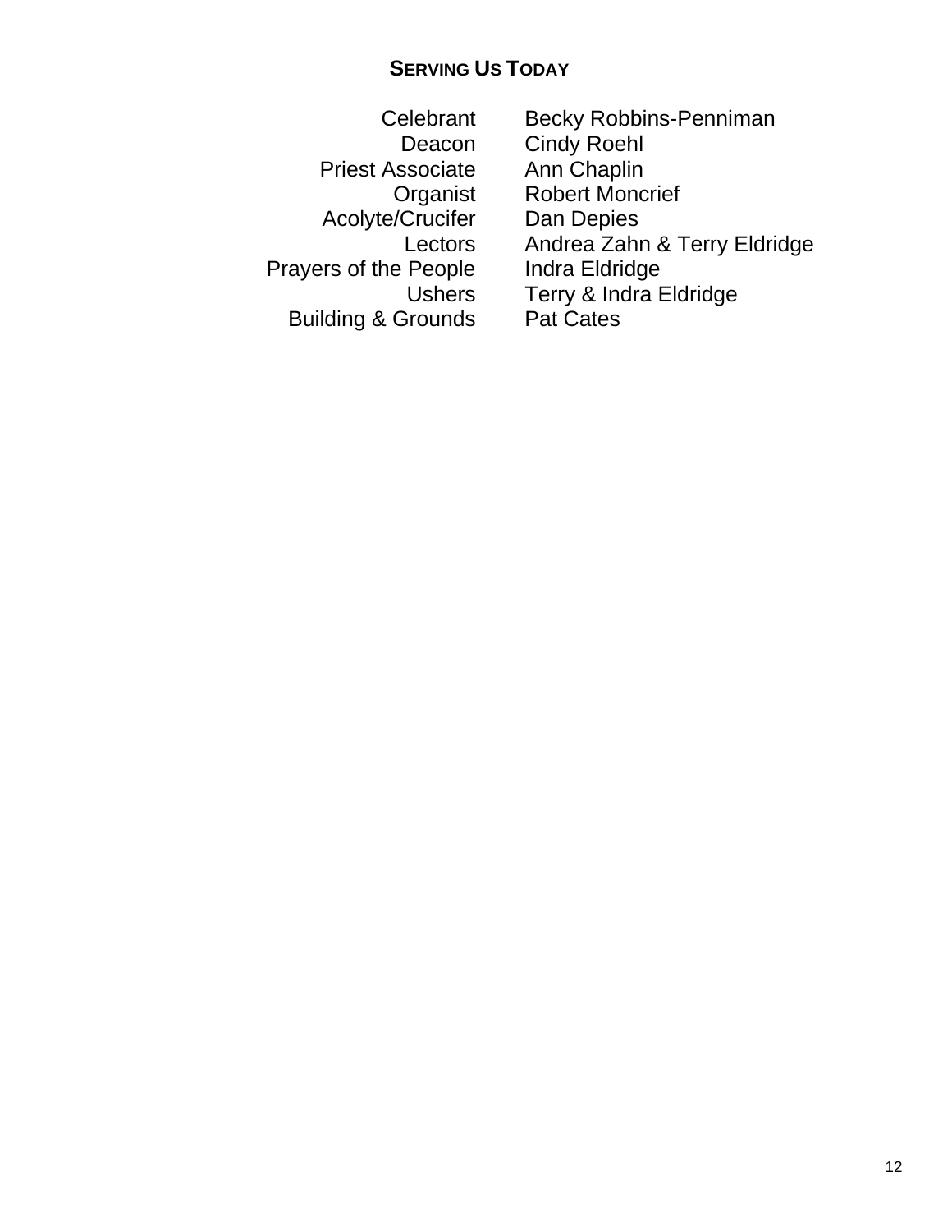## Serving Us Today

| | |
|---|---|
| Celebrant | Becky Robbins-Penniman |
| Deacon | Cindy Roehl |
| Priest Associate | Ann Chaplin |
| Organist | Robert Moncrief |
| Acolyte/Crucifer | Dan Depies |
| Lectors | Andrea Zahn & Terry Eldridge |
| Prayers of the People | Indra Eldridge |
| Ushers | Terry & Indra Eldridge |
| Building & Grounds | Pat Cates |